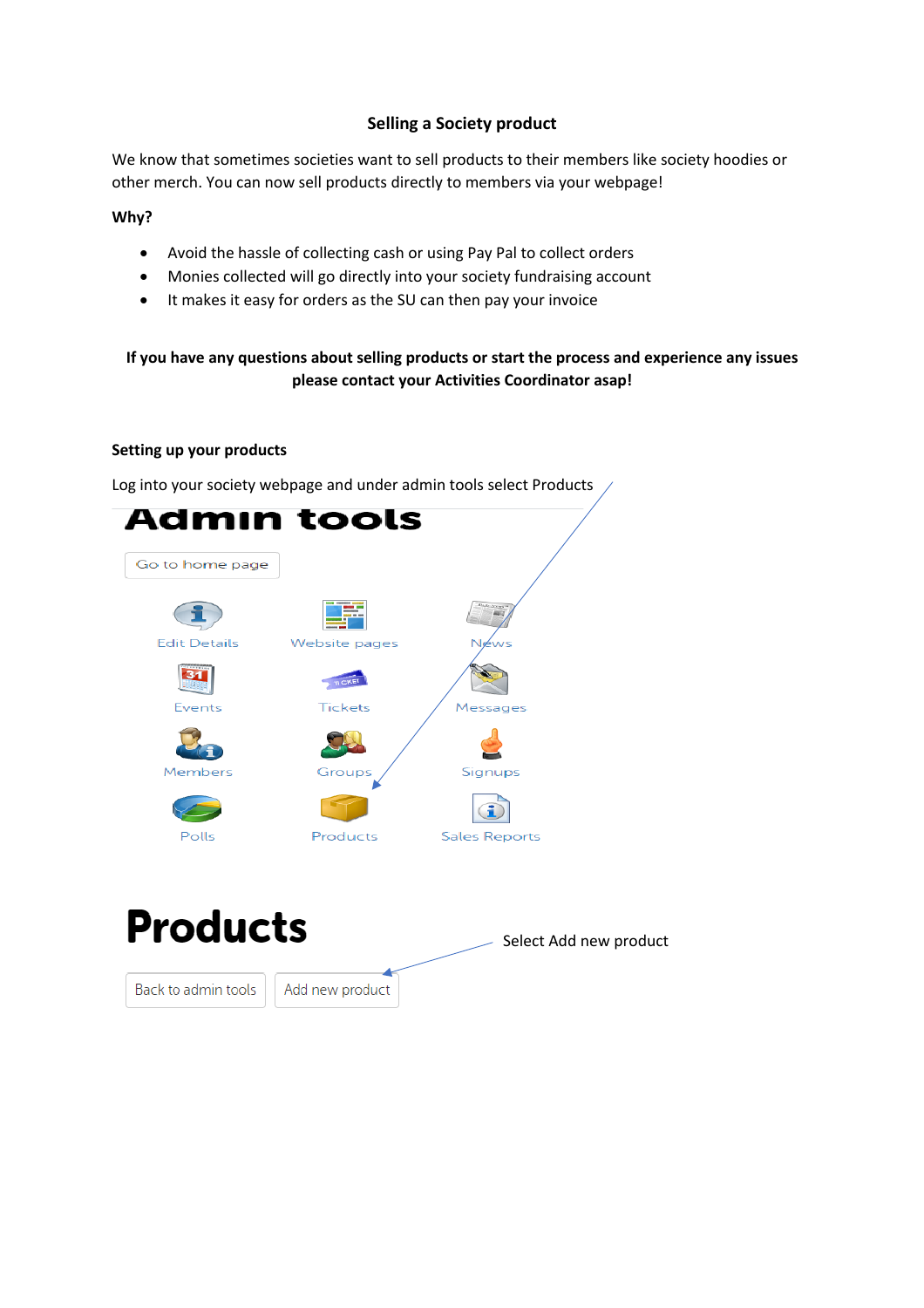# Selling a Society product

We know that sometimes societies want to sell products to their members like society hoodies or other merch. You can now sell products directly to members via your webpage!

**Why?**

- Avoid the hassle of collecting cash or using Pay Pal to collect orders
- Monies collected will go directly into your society fundraising account
- It makes it easy for orders as the SU can then pay your invoice

**If you have any questions about selling products or start the process and experience any issues please contact your Activities Coordinator asap!**

**Setting up your products**

Log into your society webpage and under admin tools select Products

Admin tools

Go to home page

Edit Details | Website pages | News
Events | Tickets | Messages
Members | Groups | Signups
Polls | Products | Sales Reports

Products

Back to admin tools | Add new product

Select Add new product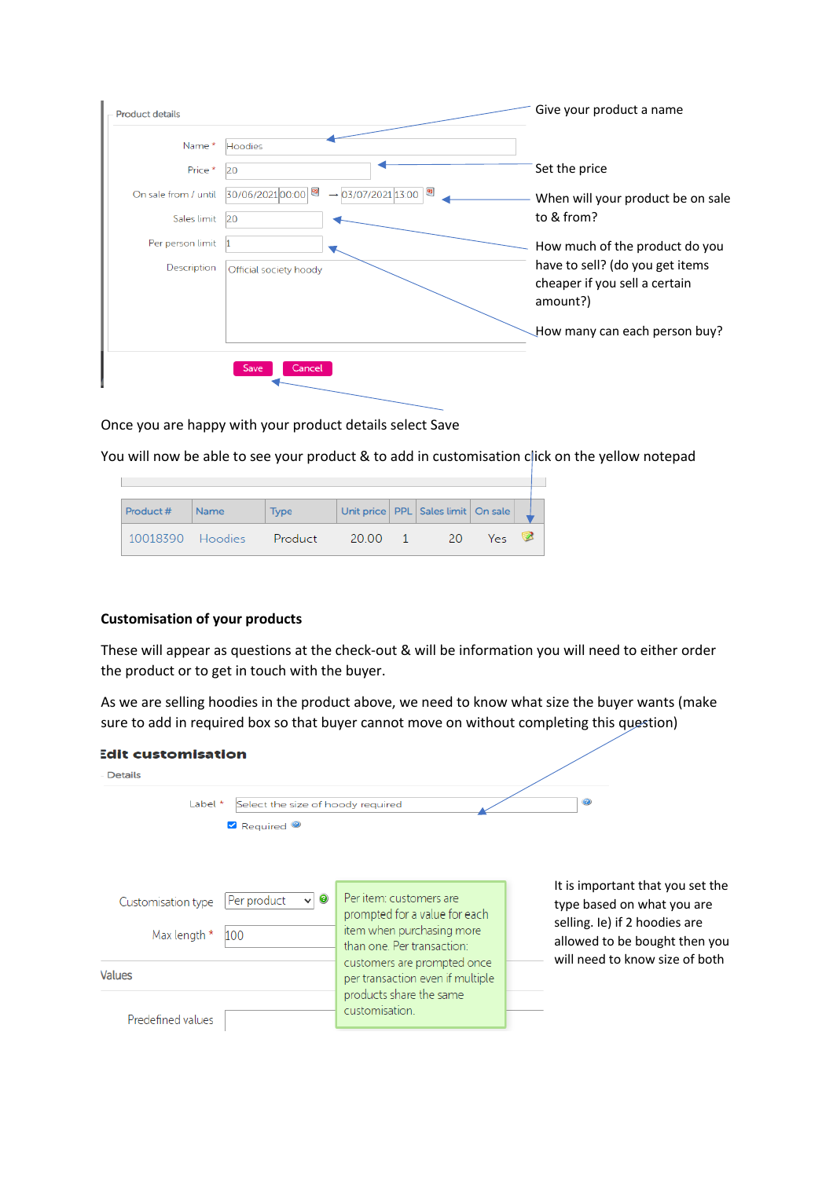Product details

Name * Hoodies

Price * 20

On sale from / until 30/06/2021 00:00 → 03/07/2021 13:00

Sales limit 20

Per person limit 1

Description Official society hoody

Save Cancel

Give your product a name

Set the price

When will your product be on sale to & from?

How much of the product do you have to sell? (do you get items cheaper if you sell a certain amount?)

How many can each person buy?

Once you are happy with your product details select Save

You will now be able to see your product & to add in customisation click on the yellow notepad

| Product # | Name | Type | Unit price | PPL | Sales limit | On sale | |
|---|---|---|---|---|---|---|---|
| 10018390 | Hoodies | Product | 20.00 | 1 | 20 | Yes | |

**Customisation of your products**

These will appear as questions at the check-out & will be information you will need to either order the product or to get in touch with the buyer.

As we are selling hoodies in the product above, we need to know what size the buyer wants (make sure to add in required box so that buyer cannot move on without completing this question)

**Edit customisation**

Details

Label * Select the size of hoody required

Required

Customisation type Per product

Max length * 100

Values

Predefined values

Per item: customers are prompted for a value for each item when purchasing more than one. Per transaction: customers are prompted once per transaction even if multiple products share the same customisation.

It is important that you set the type based on what you are selling. Ie) if 2 hoodies are allowed to be bought then you will need to know size of both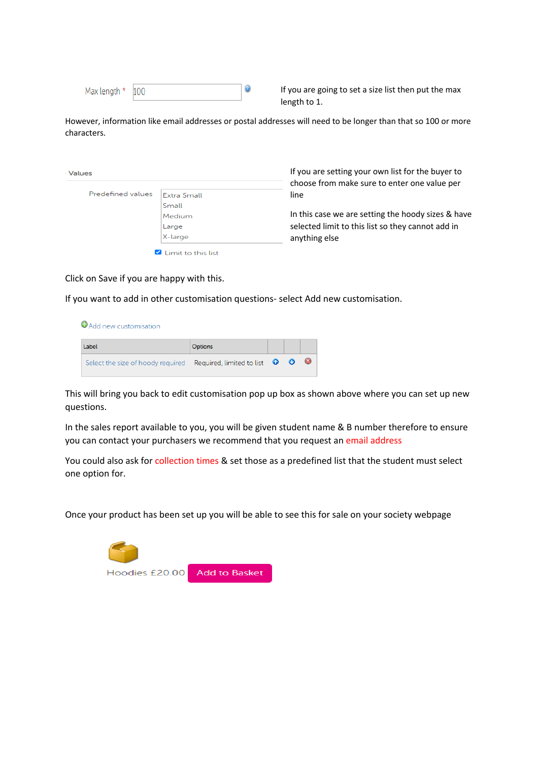Max length * 100

If you are going to set a size list then put the max length to 1.

However, information like email addresses or postal addresses will need to be longer than that so 100 or more characters.

Values

Predefined values

Extra Small
Small
Medium
Large
X-large

Limit to this list

If you are setting your own list for the buyer to choose from make sure to enter one value per line

In this case we are setting the hoody sizes & have selected limit to this list so they cannot add in anything else

Click on Save if you are happy with this.

If you want to add in other customisation questions- select Add new customisation.

Add new customisation

| Label | Options | | | |
|---|---|---|---|---|
| Select the size of hoody required | Required, limited to list | | | |

This will bring you back to edit customisation pop up box as shown above where you can set up new questions.

In the sales report available to you, you will be given student name & B number therefore to ensure you can contact your purchasers we recommend that you request an email address

You could also ask for collection times & set those as a predefined list that the student must select one option for.

Once your product has been set up you will be able to see this for sale on your society webpage

Hoodies £20.00 Add to Basket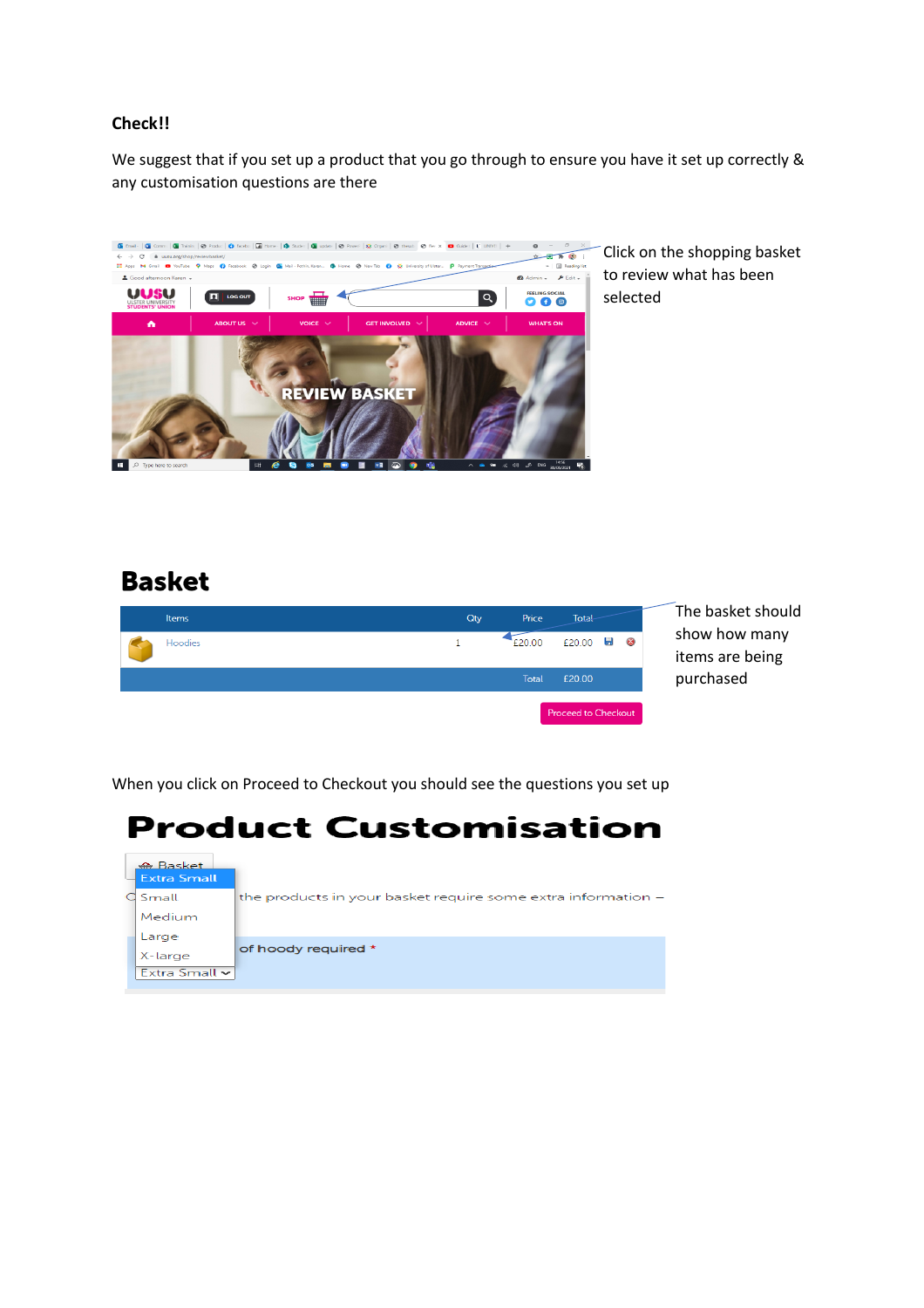**Check!!**

We suggest that if you set up a product that you go through to ensure you have it set up correctly & any customisation questions are there

Click on the shopping basket to review what has been selected

The basket should show how many items are being purchased

When you click on Proceed to Checkout you should see the questions you set up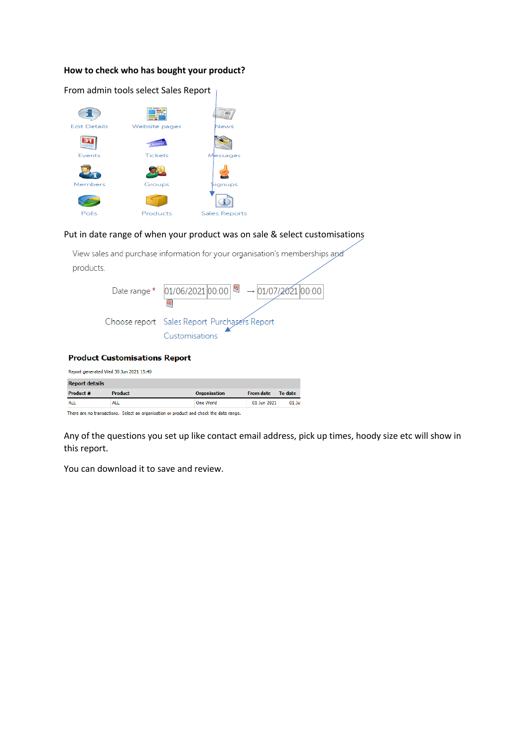**How to check who has bought your product?**

From admin tools select Sales Report

Edit Details
Website pages
News
Events
Tickets
Messages
Members
Groups
Signups
Polls
Products
Sales Reports

Put in date range of when your product was on sale & select customisations

View sales and purchase information for your organisation's memberships and products.

Date range * 01/06/2021 00:00 → 01/07/2021 00:00

Choose report Sales Report Purchasers Report Customisations

**Product Customisations Report**

Report generated Wed 30 Jun 2021 15:40

| Report details | | | | |
|---|---|---|---|---|
| **Product #** | **Product** | **Organisation** | **From date** | **To date** |
| ALL | ALL | One World | 01 Jun 2021 | 01 Ju |

There are no transactions. Select an organisation or product and check the date range.

Any of the questions you set up like contact email address, pick up times, hoody size etc will show in this report.

You can download it to save and review.